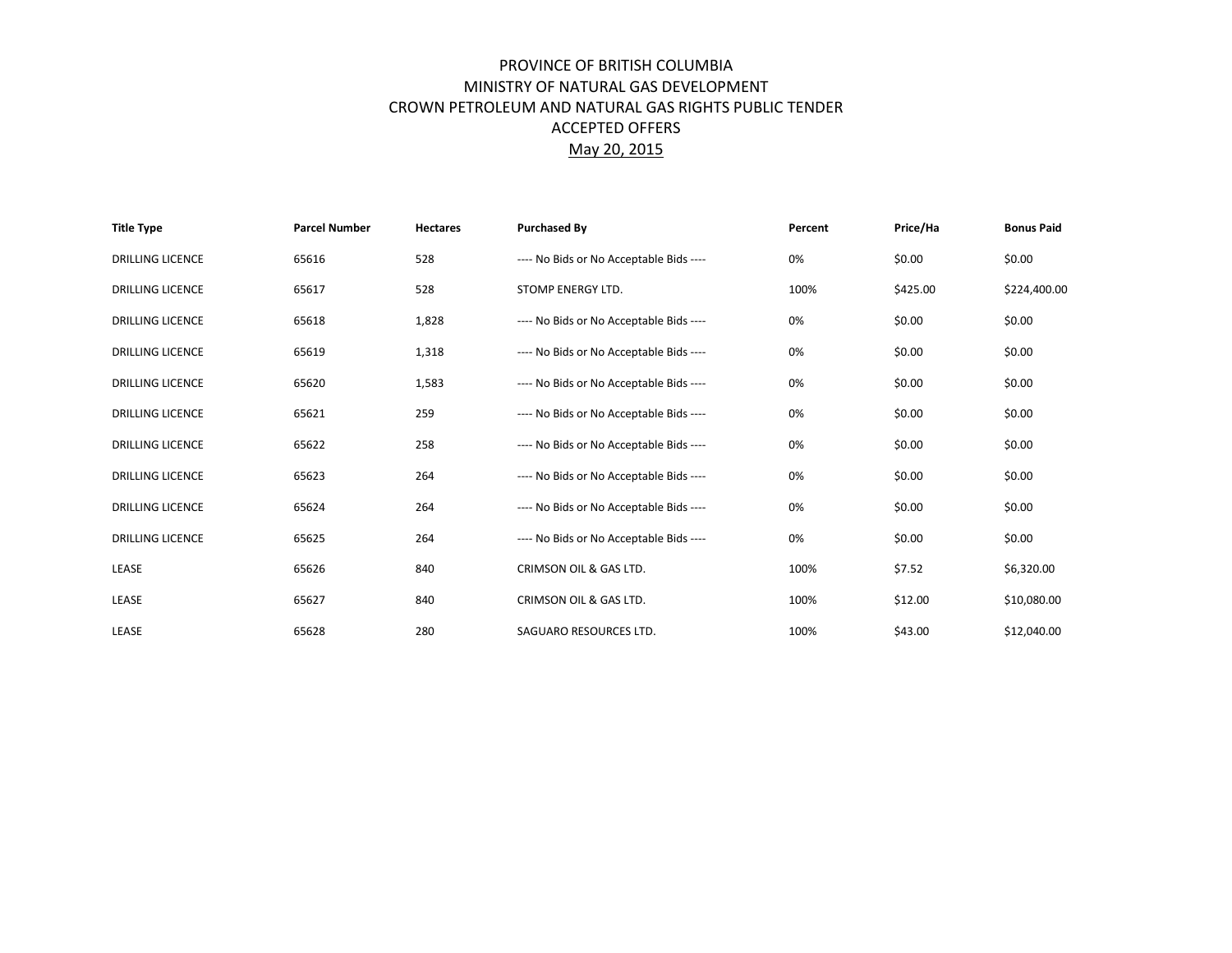# PROVINCE OF BRITISH COLUMBIA
## MINISTRY OF NATURAL GAS DEVELOPMENT
## CROWN PETROLEUM AND NATURAL GAS RIGHTS PUBLIC TENDER
## ACCEPTED OFFERS
## May 20, 2015

| Title Type | Parcel Number | Hectares | Purchased By | Percent | Price/Ha | Bonus Paid |
|---|---|---|---|---|---|---|
| DRILLING LICENCE | 65616 | 528 | ---- No Bids or No Acceptable Bids ---- | 0% | $0.00 | $0.00 |
| DRILLING LICENCE | 65617 | 528 | STOMP ENERGY LTD. | 100% | $425.00 | $224,400.00 |
| DRILLING LICENCE | 65618 | 1,828 | ---- No Bids or No Acceptable Bids ---- | 0% | $0.00 | $0.00 |
| DRILLING LICENCE | 65619 | 1,318 | ---- No Bids or No Acceptable Bids ---- | 0% | $0.00 | $0.00 |
| DRILLING LICENCE | 65620 | 1,583 | ---- No Bids or No Acceptable Bids ---- | 0% | $0.00 | $0.00 |
| DRILLING LICENCE | 65621 | 259 | ---- No Bids or No Acceptable Bids ---- | 0% | $0.00 | $0.00 |
| DRILLING LICENCE | 65622 | 258 | ---- No Bids or No Acceptable Bids ---- | 0% | $0.00 | $0.00 |
| DRILLING LICENCE | 65623 | 264 | ---- No Bids or No Acceptable Bids ---- | 0% | $0.00 | $0.00 |
| DRILLING LICENCE | 65624 | 264 | ---- No Bids or No Acceptable Bids ---- | 0% | $0.00 | $0.00 |
| DRILLING LICENCE | 65625 | 264 | ---- No Bids or No Acceptable Bids ---- | 0% | $0.00 | $0.00 |
| LEASE | 65626 | 840 | CRIMSON OIL & GAS LTD. | 100% | $7.52 | $6,320.00 |
| LEASE | 65627 | 840 | CRIMSON OIL & GAS LTD. | 100% | $12.00 | $10,080.00 |
| LEASE | 65628 | 280 | SAGUARO RESOURCES LTD. | 100% | $43.00 | $12,040.00 |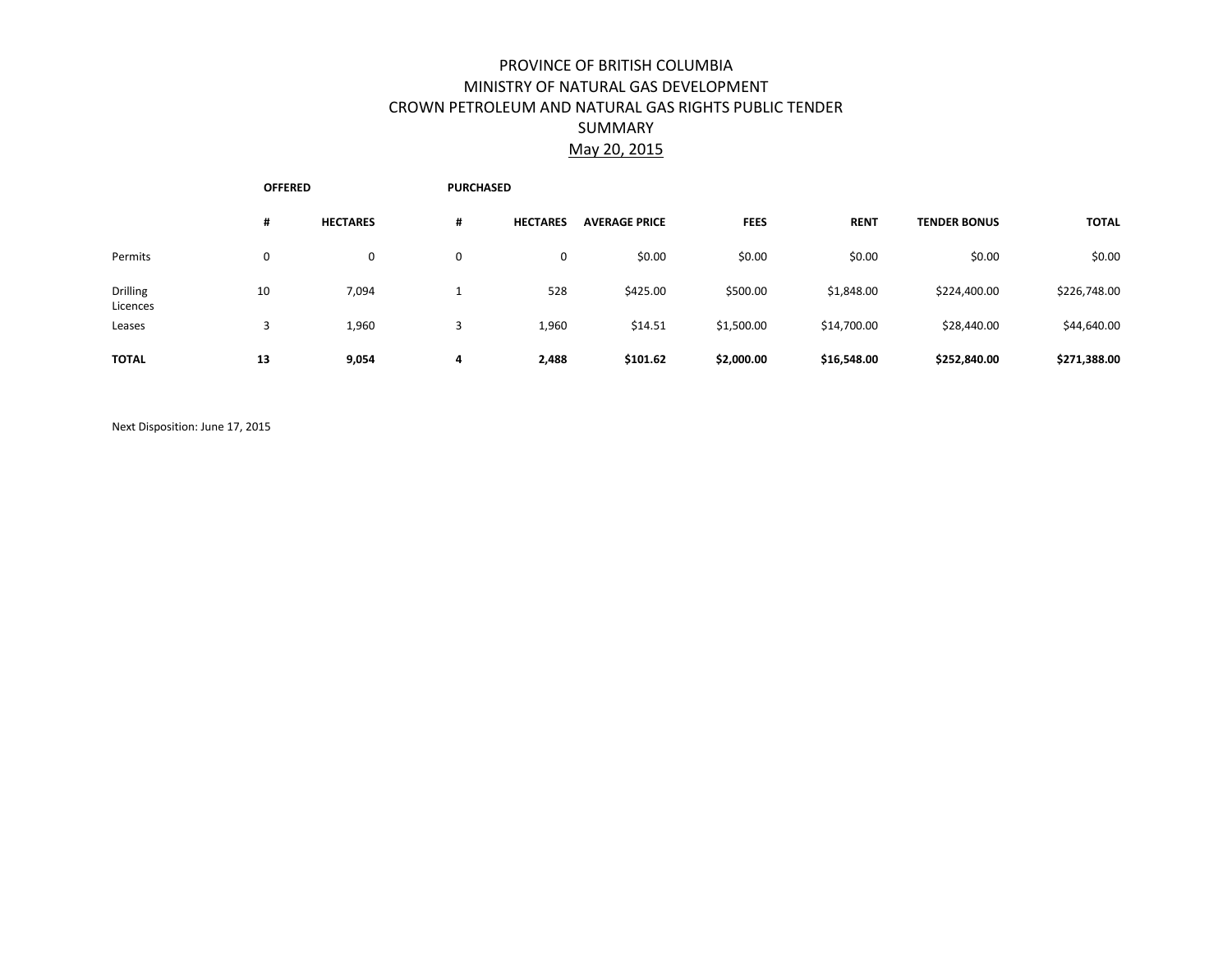PROVINCE OF BRITISH COLUMBIA
MINISTRY OF NATURAL GAS DEVELOPMENT
CROWN PETROLEUM AND NATURAL GAS RIGHTS PUBLIC TENDER
SUMMARY
May 20, 2015

| | **OFFERED** | | **PURCHASED** | | | | | | |
|---|---|---|---|---|---|---|---|---|---|
| | **#** | **HECTARES** | **#** | **HECTARES** | **AVERAGE PRICE** | **FEES** | **RENT** | **TENDER BONUS** | **TOTAL** |
| Permits | 0 | 0 | 0 | 0 | $0.00 | $0.00 | $0.00 | $0.00 | $0.00 |
| Drilling Licences | 10 | 7,094 | 1 | 528 | $425.00 | $500.00 | $1,848.00 | $224,400.00 | $226,748.00 |
| Leases | 3 | 1,960 | 3 | 1,960 | $14.51 | $1,500.00 | $14,700.00 | $28,440.00 | $44,640.00 |
| **TOTAL** | **13** | **9,054** | **4** | **2,488** | **$101.62** | **$2,000.00** | **$16,548.00** | **$252,840.00** | **$271,388.00** |

Next Disposition: June 17, 2015